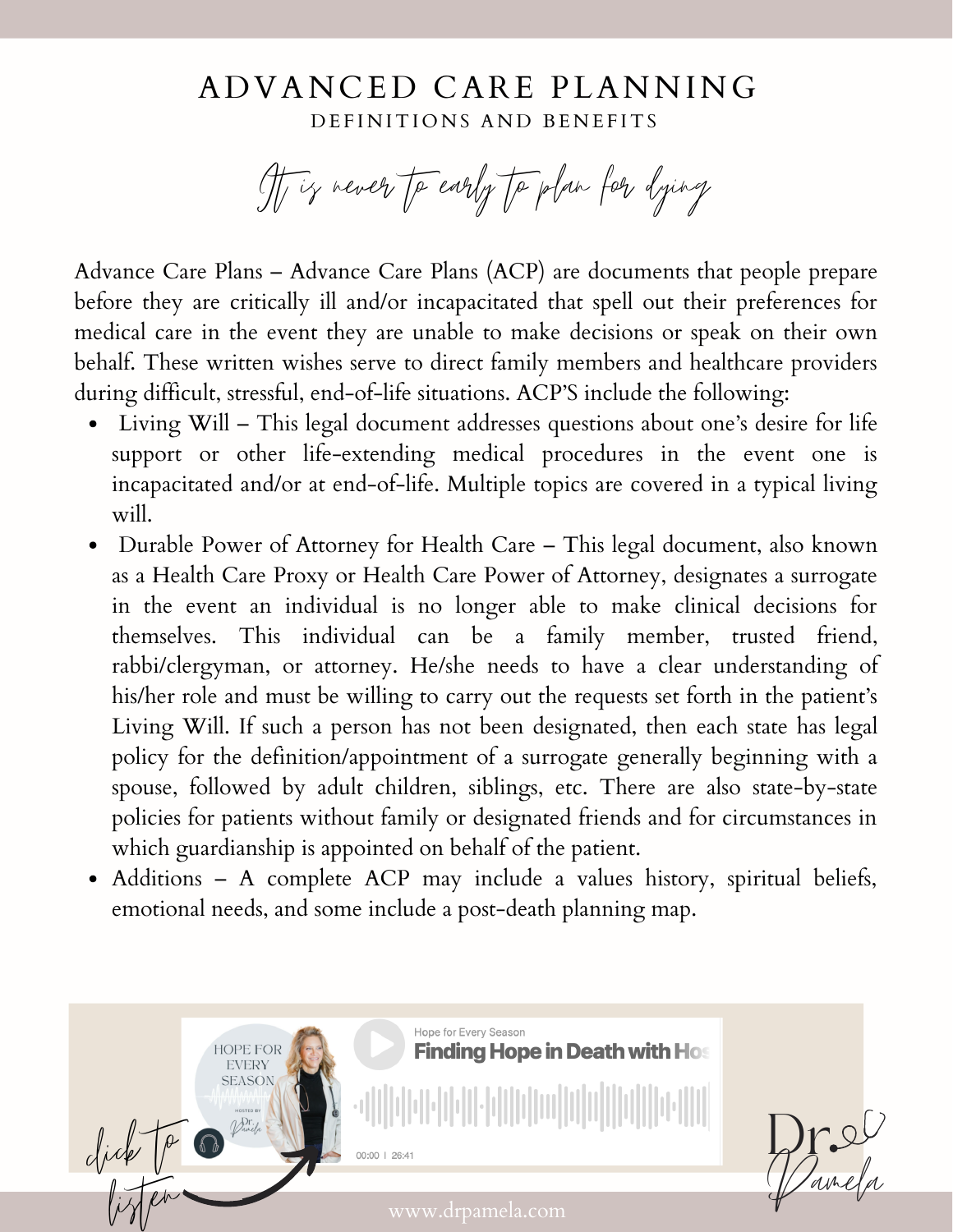# ADVANCED CARE PLANNING

## DEFINITIONS AND BENEFITS

*It is never to early to plan for dying*

Advance Care Plans – Advance Care Plans (ACP) are documents that people prepare before they are critically ill and/or incapacitated that spell out their preferences for medical care in the event they are unable to make decisions or speak on their own behalf. These written wishes serve to direct family members and healthcare providers during difficult, stressful, end-of-life situations. ACP'S include the following:

- Living Will – This legal document addresses questions about one's desire for life support or other life-extending medical procedures in the event one is incapacitated and/or at end-of-life. Multiple topics are covered in a typical living will.
- Durable Power of Attorney for Health Care – This legal document, also known as a Health Care Proxy or Health Care Power of Attorney, designates a surrogate in the event an individual is no longer able to make clinical decisions for themselves. This individual can be a family member, trusted friend, rabbi/clergyman, or attorney. He/she needs to have a clear understanding of his/her role and must be willing to carry out the requests set forth in the patient's Living Will. If such a person has not been designated, then each state has legal policy for the definition/appointment of a surrogate generally beginning with a spouse, followed by adult children, siblings, etc. There are also state-by-state policies for patients without family or designated friends and for circumstances in which guardianship is appointed on behalf of the patient.
- Additions – A complete ACP may include a values history, spiritual beliefs, emotional needs, and some include a post-death planning map.

*click to listen*

Hope for Every Season
Finding Hope in Death with Hos
00:00 | 26:41

Dr. Pamela

www.drpamela.com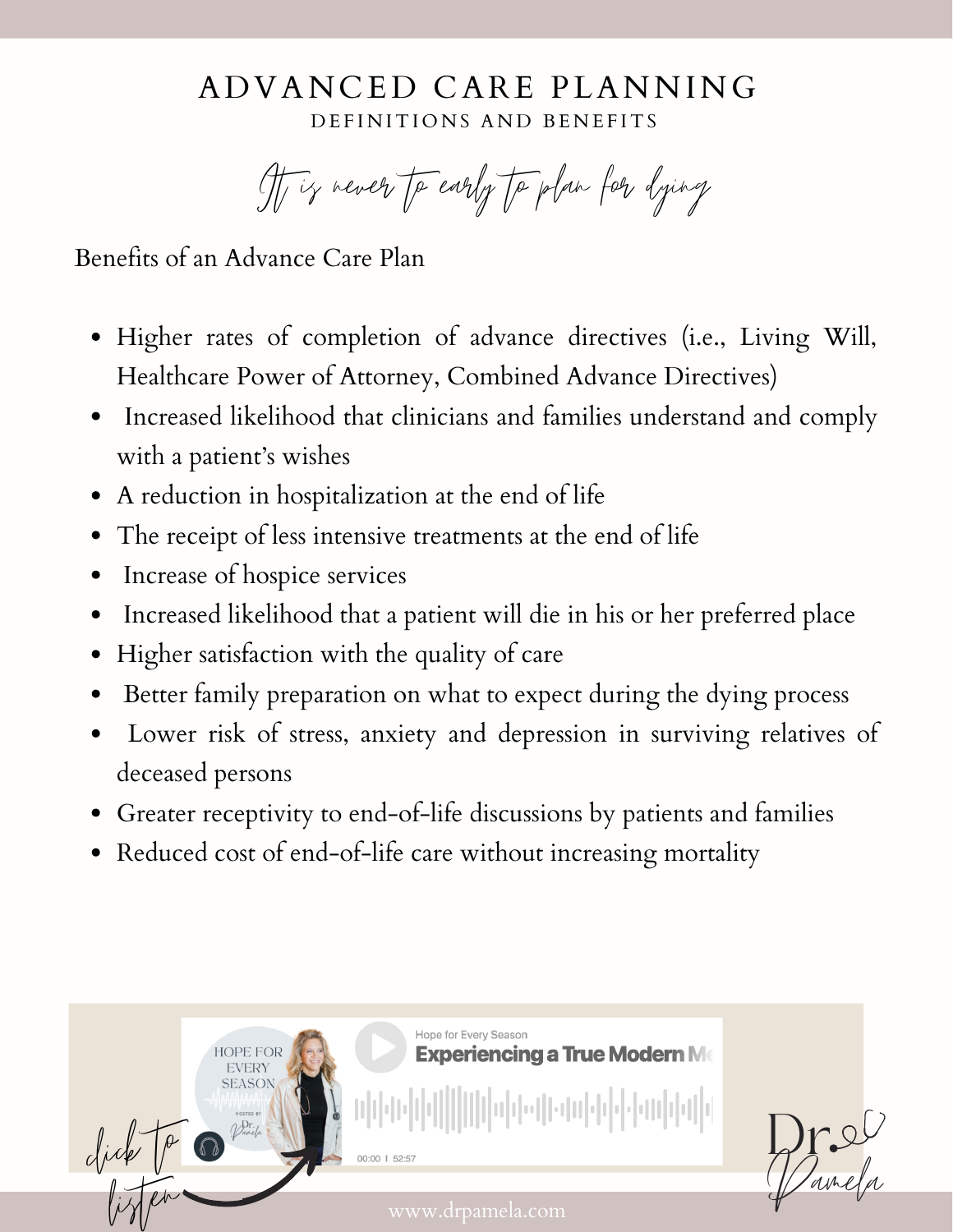# ADVANCED CARE PLANNING

## DEFINITIONS AND BENEFITS

*It is never to early to plan for dying*

Benefits of an Advance Care Plan

- Higher rates of completion of advance directives (i.e., Living Will, Healthcare Power of Attorney, Combined Advance Directives)
- Increased likelihood that clinicians and families understand and comply with a patient's wishes
- A reduction in hospitalization at the end of life
- The receipt of less intensive treatments at the end of life
- Increase of hospice services
- Increased likelihood that a patient will die in his or her preferred place
- Higher satisfaction with the quality of care
- Better family preparation on what to expect during the dying process
- Lower risk of stress, anxiety and depression in surviving relatives of deceased persons
- Greater receptivity to end-of-life discussions by patients and families
- Reduced cost of end-of-life care without increasing mortality

click to listen

Hope for Every Season

Experiencing a True Modern M

00:00 | 52:57

Dr. Pamela

www.drpamela.com